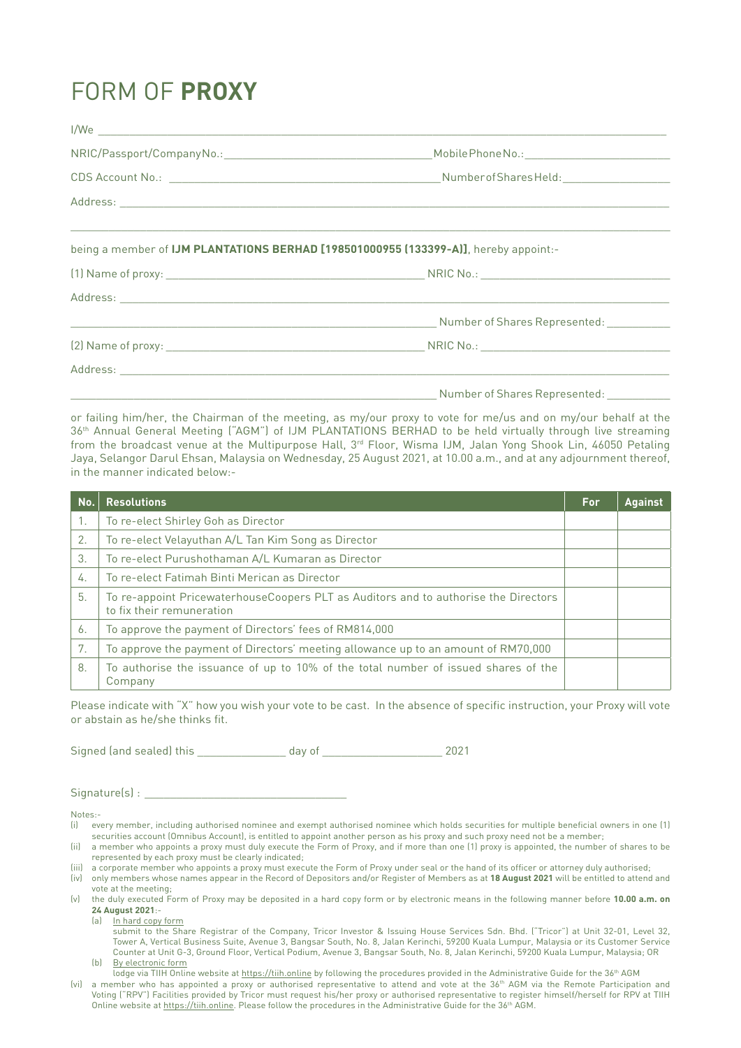# FORM OF **PROXY**

I/We ______________________________________________________________________________

NRIC/Passport/Company No.: ______________________________ Mobile Phone No.: ____________________

CDS Account No.: ______________________________________ Number of Shares Held: _______________

Address: ___________________________________________________________________________

______________________________________________________________________________________

being a member of **IJM PLANTATIONS BERHAD [198501000955 (133399-A)]**, hereby appoint:-

(1) Name of proxy: ____________________________________ NRIC No.: ___________________________

Address: ___________________________________________________________________________

_______________________________________________________ Number of Shares Represented: _________

(2) Name of proxy: ____________________________________ NRIC No.: ___________________________

Address: ___________________________________________________________________________

_______________________________________________________ Number of Shares Represented: _________

or failing him/her, the Chairman of the meeting, as my/our proxy to vote for me/us and on my/our behalf at the 36th Annual General Meeting ("AGM") of IJM PLANTATIONS BERHAD to be held virtually through live streaming from the broadcast venue at the Multipurpose Hall, 3rd Floor, Wisma IJM, Jalan Yong Shook Lin, 46050 Petaling Jaya, Selangor Darul Ehsan, Malaysia on Wednesday, 25 August 2021, at 10.00 a.m., and at any adjournment thereof, in the manner indicated below:-

| No. | Resolutions | For | Against |
|---|---|---|---|
| 1. | To re-elect Shirley Goh as Director | | |
| 2. | To re-elect Velayuthan A/L Tan Kim Song as Director | | |
| 3. | To re-elect Purushothaman A/L Kumaran as Director | | |
| 4. | To re-elect Fatimah Binti Merican as Director | | |
| 5. | To re-appoint PricewaterhouseCoopers PLT as Auditors and to authorise the Directors to fix their remuneration | | |
| 6. | To approve the payment of Directors' fees of RM814,000 | | |
| 7. | To approve the payment of Directors' meeting allowance up to an amount of RM70,000 | | |
| 8. | To authorise the issuance of up to 10% of the total number of issued shares of the Company | | |

Please indicate with "X" how you wish your vote to be cast. In the absence of specific instruction, your Proxy will vote or abstain as he/she thinks fit.

Signed (and sealed) this ______________ day of ____________________ 2021

Signature(s) : ________________________________

Notes:-

(i) every member, including authorised nominee and exempt authorised nominee which holds securities for multiple beneficial owners in one (1) securities account (Omnibus Account), is entitled to appoint another person as his proxy and such proxy need not be a member;

(ii) a member who appoints a proxy must duly execute the Form of Proxy, and if more than one (1) proxy is appointed, the number of shares to be represented by each proxy must be clearly indicated;

(iii) a corporate member who appoints a proxy must execute the Form of Proxy under seal or the hand of its officer or attorney duly authorised;

(iv) only members whose names appear in the Record of Depositors and/or Register of Members as at **18 August 2021** will be entitled to attend and vote at the meeting;

(v) the duly executed Form of Proxy may be deposited in a hard copy form or by electronic means in the following manner before **10.00 a.m. on 24 August 2021**:-

(a) In hard copy form
submit to the Share Registrar of the Company, Tricor Investor & Issuing House Services Sdn. Bhd. ("Tricor") at Unit 32-01, Level 32, Tower A, Vertical Business Suite, Avenue 3, Bangsar South, No. 8, Jalan Kerinchi, 59200 Kuala Lumpur, Malaysia or its Customer Service Counter at Unit G-3, Ground Floor, Vertical Podium, Avenue 3, Bangsar South, No. 8, Jalan Kerinchi, 59200 Kuala Lumpur, Malaysia; OR

(b) By electronic form
lodge via TIIH Online website at https://tiih.online by following the procedures provided in the Administrative Guide for the 36th AGM

(vi) a member who has appointed a proxy or authorised representative to attend and vote at the 36th AGM via the Remote Participation and Voting ("RPV") Facilities provided by Tricor must request his/her proxy or authorised representative to register himself/herself for RPV at TIIH Online website at https://tiih.online. Please follow the procedures in the Administrative Guide for the 36th AGM.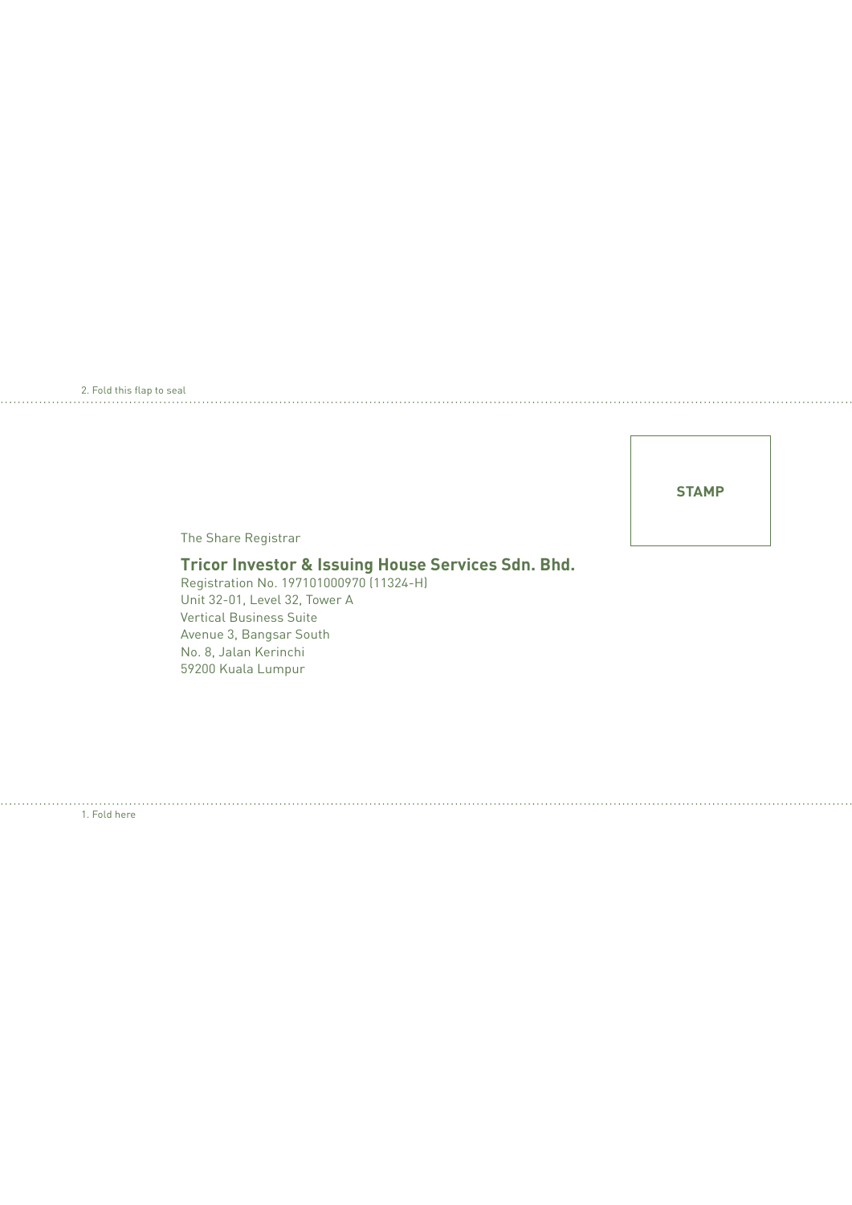2. Fold this flap to seal

STAMP

The Share Registrar

**Tricor Investor & Issuing House Services Sdn. Bhd.**
Registration No. 197101000970 (11324-H)
Unit 32-01, Level 32, Tower A
Vertical Business Suite
Avenue 3, Bangsar South
No. 8, Jalan Kerinchi
59200 Kuala Lumpur

1. Fold here